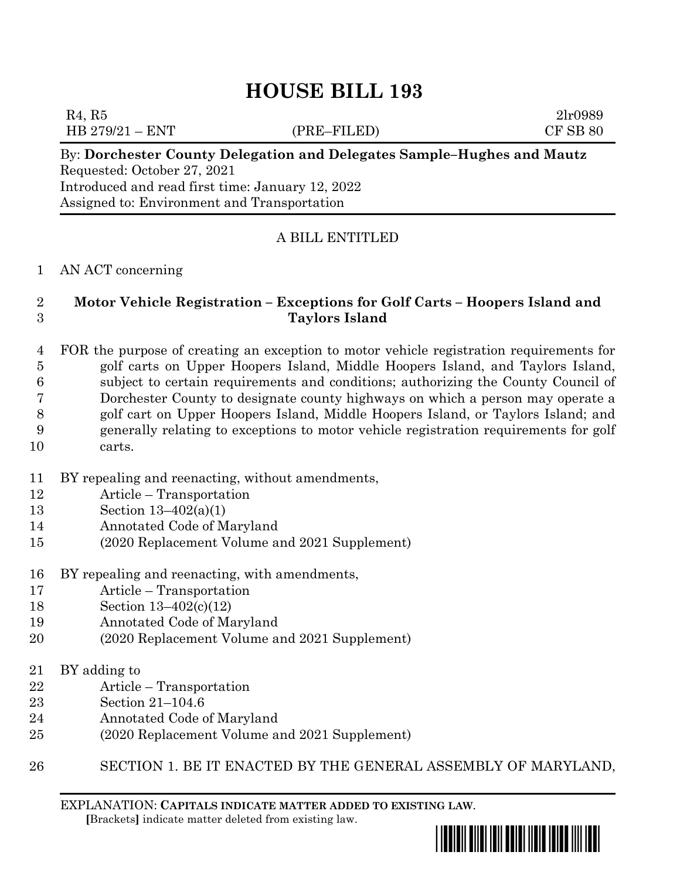# HOUSE BILL 193

R4, R5 2lr0989
HB 279/21 – ENT (PRE–FILED) CF SB 80

By: **Dorchester County Delegation and Delegates Sample–Hughes and Mautz**
Requested: October 27, 2021
Introduced and read first time: January 12, 2022
Assigned to: Environment and Transportation

A BILL ENTITLED

AN ACT concerning

**Motor Vehicle Registration – Exceptions for Golf Carts – Hoopers Island and Taylors Island**

FOR the purpose of creating an exception to motor vehicle registration requirements for golf carts on Upper Hoopers Island, Middle Hoopers Island, and Taylors Island, subject to certain requirements and conditions; authorizing the County Council of Dorchester County to designate county highways on which a person may operate a golf cart on Upper Hoopers Island, Middle Hoopers Island, or Taylors Island; and generally relating to exceptions to motor vehicle registration requirements for golf carts.

BY repealing and reenacting, without amendments,
Article – Transportation
Section 13–402(a)(1)
Annotated Code of Maryland
(2020 Replacement Volume and 2021 Supplement)

BY repealing and reenacting, with amendments,
Article – Transportation
Section 13–402(c)(12)
Annotated Code of Maryland
(2020 Replacement Volume and 2021 Supplement)

BY adding to
Article – Transportation
Section 21–104.6
Annotated Code of Maryland
(2020 Replacement Volume and 2021 Supplement)

SECTION 1. BE IT ENACTED BY THE GENERAL ASSEMBLY OF MARYLAND,

EXPLANATION: **CAPITALS INDICATE MATTER ADDED TO EXISTING LAW.**
[Brackets] indicate matter deleted from existing law.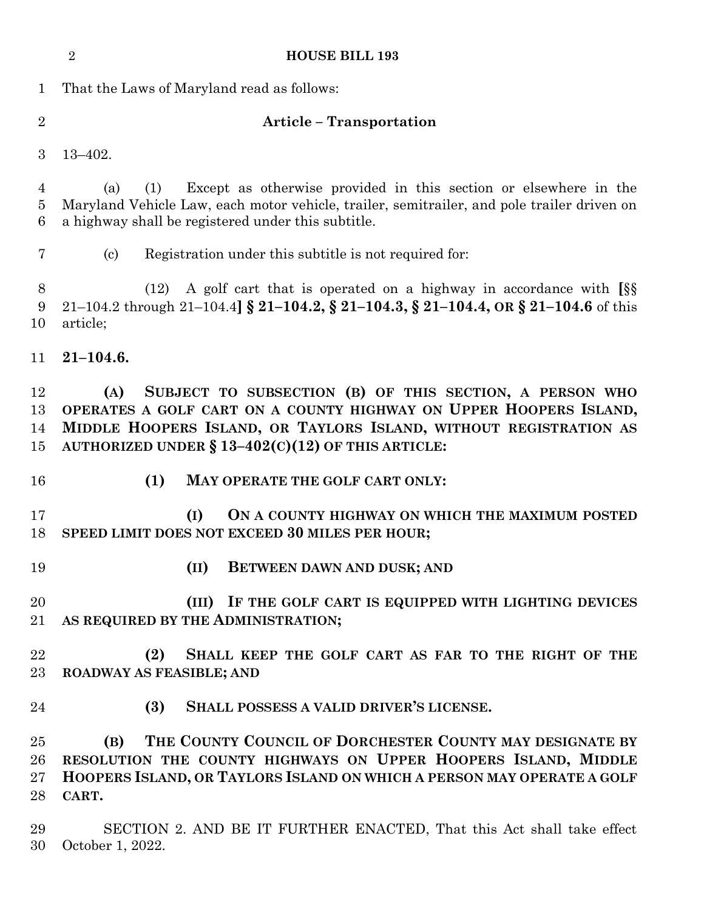That the Laws of Maryland read as follows:

**Article – Transportation**

13–402.

(a) (1) Except as otherwise provided in this section or elsewhere in the Maryland Vehicle Law, each motor vehicle, trailer, semitrailer, and pole trailer driven on a highway shall be registered under this subtitle.

(c) Registration under this subtitle is not required for:

(12) A golf cart that is operated on a highway in accordance with **[**§§ 21–104.2 through 21–104.4**] § 21–104.2, § 21–104.3, § 21–104.4, OR § 21–104.6** of this article;

**21–104.6.**

**(A) SUBJECT TO SUBSECTION (B) OF THIS SECTION, A PERSON WHO OPERATES A GOLF CART ON A COUNTY HIGHWAY ON UPPER HOOPERS ISLAND, MIDDLE HOOPERS ISLAND, OR TAYLORS ISLAND, WITHOUT REGISTRATION AS AUTHORIZED UNDER § 13–402(C)(12) OF THIS ARTICLE:**

**(1) MAY OPERATE THE GOLF CART ONLY:**

**(I) ON A COUNTY HIGHWAY ON WHICH THE MAXIMUM POSTED SPEED LIMIT DOES NOT EXCEED 30 MILES PER HOUR;**

**(II) BETWEEN DAWN AND DUSK; AND**

**(III) IF THE GOLF CART IS EQUIPPED WITH LIGHTING DEVICES AS REQUIRED BY THE ADMINISTRATION;**

**(2) SHALL KEEP THE GOLF CART AS FAR TO THE RIGHT OF THE ROADWAY AS FEASIBLE; AND**

**(3) SHALL POSSESS A VALID DRIVER'S LICENSE.**

**(B) THE COUNTY COUNCIL OF DORCHESTER COUNTY MAY DESIGNATE BY RESOLUTION THE COUNTY HIGHWAYS ON UPPER HOOPERS ISLAND, MIDDLE HOOPERS ISLAND, OR TAYLORS ISLAND ON WHICH A PERSON MAY OPERATE A GOLF CART.**

SECTION 2. AND BE IT FURTHER ENACTED, That this Act shall take effect October 1, 2022.